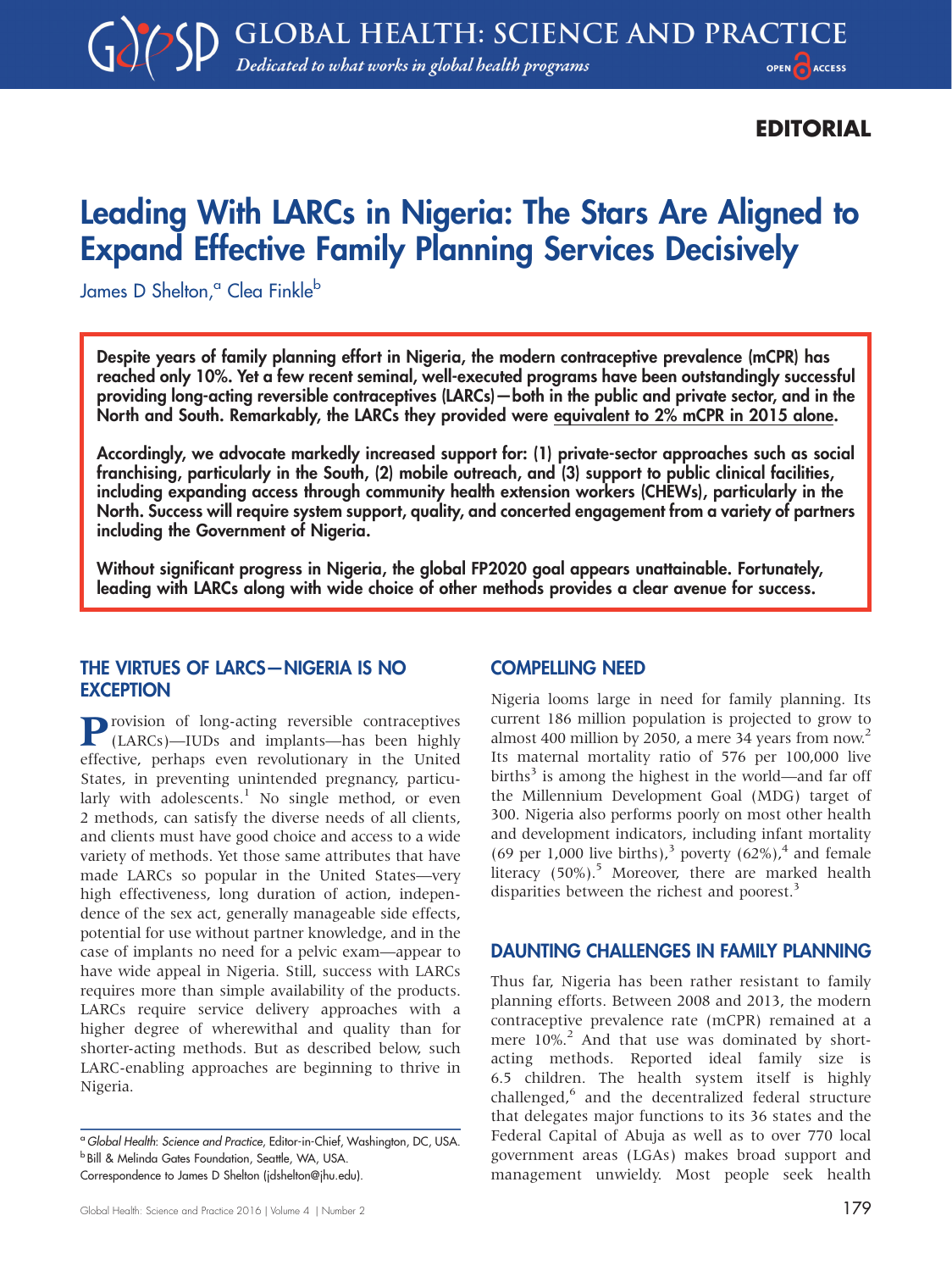EDITORIAL

# Leading With LARCs in Nigeria: The Stars Are Aligned to Expand Effective Family Planning Services Decisively

James D Shelton,[a] Clea Finkle[b]

**Despite years of family planning effort in Nigeria, the modern contraceptive prevalence (mCPR) has reached only 10%. Yet a few recent seminal, well-executed programs have been outstandingly successful providing long-acting reversible contraceptives (LARCs)—both in the public and private sector, and in the North and South. Remarkably, the LARCs they provided were equivalent to 2% mCPR in 2015 alone.**

**Accordingly, we advocate markedly increased support for: (1) private-sector approaches such as social franchising, particularly in the South, (2) mobile outreach, and (3) support to public clinical facilities, including expanding access through community health extension workers (CHEWs), particularly in the North. Success will require system support, quality, and concerted engagement from a variety of partners including the Government of Nigeria.**

**Without significant progress in Nigeria, the global FP2020 goal appears unattainable. Fortunately, leading with LARCs along with wide choice of other methods provides a clear avenue for success.**

## THE VIRTUES OF LARCS—NIGERIA IS NO EXCEPTION

Provision of long-acting reversible contraceptives (LARCs)—IUDs and implants—has been highly effective, perhaps even revolutionary in the United States, in preventing unintended pregnancy, particularly with adolescents.[1] No single method, or even 2 methods, can satisfy the diverse needs of all clients, and clients must have good choice and access to a wide variety of methods. Yet those same attributes that have made LARCs so popular in the United States—very high effectiveness, long duration of action, independence of the sex act, generally manageable side effects, potential for use without partner knowledge, and in the case of implants no need for a pelvic exam—appear to have wide appeal in Nigeria. Still, success with LARCs requires more than simple availability of the products. LARCs require service delivery approaches with a higher degree of wherewithal and quality than for shorter-acting methods. But as described below, such LARC-enabling approaches are beginning to thrive in Nigeria.

[a] *Global Health: Science and Practice*, Editor-in-Chief, Washington, DC, USA.
[b] Bill & Melinda Gates Foundation, Seattle, WA, USA.
Correspondence to James D Shelton (jdshelton@jhu.edu).

## COMPELLING NEED

Nigeria looms large in need for family planning. Its current 186 million population is projected to grow to almost 400 million by 2050, a mere 34 years from now.[2] Its maternal mortality ratio of 576 per 100,000 live births[3] is among the highest in the world—and far off the Millennium Development Goal (MDG) target of 300. Nigeria also performs poorly on most other health and development indicators, including infant mortality (69 per 1,000 live births),[3] poverty (62%),[4] and female literacy (50%).[5] Moreover, there are marked health disparities between the richest and poorest.[3]

## DAUNTING CHALLENGES IN FAMILY PLANNING

Thus far, Nigeria has been rather resistant to family planning efforts. Between 2008 and 2013, the modern contraceptive prevalence rate (mCPR) remained at a mere 10%.[2] And that use was dominated by short-acting methods. Reported ideal family size is 6.5 children. The health system itself is highly challenged,[6] and the decentralized federal structure that delegates major functions to its 36 states and the Federal Capital of Abuja as well as to over 770 local government areas (LGAs) makes broad support and management unwieldy. Most people seek health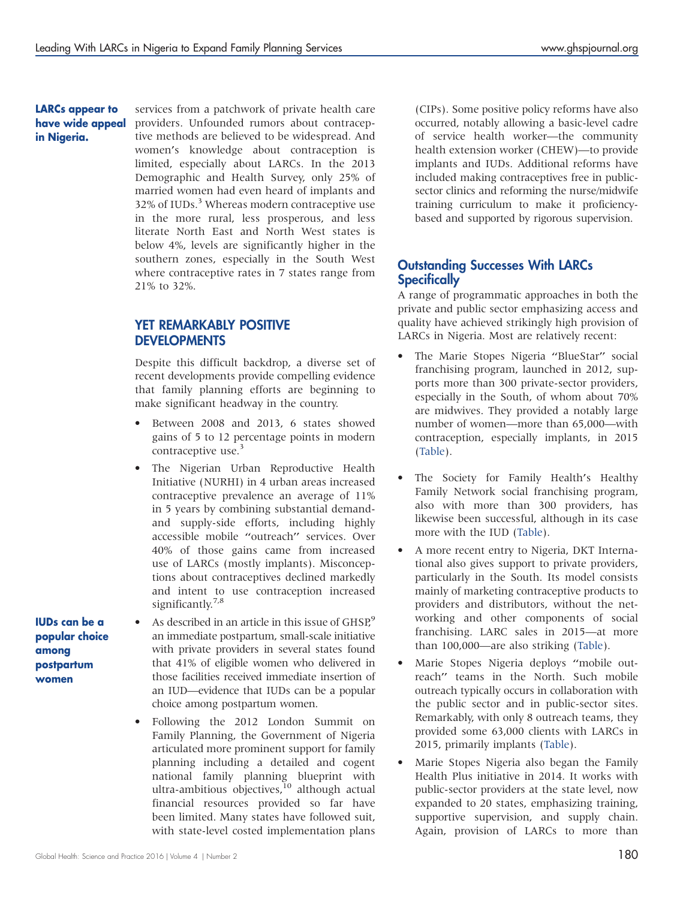**LARCs appear to have wide appeal in Nigeria.**

services from a patchwork of private health care providers. Unfounded rumors about contraceptive methods are believed to be widespread. And women's knowledge about contraception is limited, especially about LARCs. In the 2013 Demographic and Health Survey, only 25% of married women had even heard of implants and 32% of IUDs.[3] Whereas modern contraceptive use in the more rural, less prosperous, and less literate North East and North West states is below 4%, levels are significantly higher in the southern zones, especially in the South West where contraceptive rates in 7 states range from 21% to 32%.

## YET REMARKABLY POSITIVE DEVELOPMENTS

Despite this difficult backdrop, a diverse set of recent developments provide compelling evidence that family planning efforts are beginning to make significant headway in the country.

- Between 2008 and 2013, 6 states showed gains of 5 to 12 percentage points in modern contraceptive use.[3]
- The Nigerian Urban Reproductive Health Initiative (NURHI) in 4 urban areas increased contraceptive prevalence an average of 11% in 5 years by combining substantial demand- and supply-side efforts, including highly accessible mobile "outreach" services. Over 40% of those gains came from increased use of LARCs (mostly implants). Misconceptions about contraceptives declined markedly and intent to use contraception increased significantly.[7,8]
- As described in an article in this issue of GHSP,[9] an immediate postpartum, small-scale initiative with private providers in several states found that 41% of eligible women who delivered in those facilities received immediate insertion of an IUD—evidence that IUDs can be a popular choice among postpartum women.
- Following the 2012 London Summit on Family Planning, the Government of Nigeria articulated more prominent support for family planning including a detailed and cogent national family planning blueprint with ultra-ambitious objectives,[10] although actual financial resources provided so far have been limited. Many states have followed suit, with state-level costed implementation plans (CIPs). Some positive policy reforms have also occurred, notably allowing a basic-level cadre of service health worker—the community health extension worker (CHEW)—to provide implants and IUDs. Additional reforms have included making contraceptives free in public-sector clinics and reforming the nurse/midwife training curriculum to make it proficiency-based and supported by rigorous supervision.

**IUDs can be a popular choice among postpartum women**

## Outstanding Successes With LARCs Specifically

A range of programmatic approaches in both the private and public sector emphasizing access and quality have achieved strikingly high provision of LARCs in Nigeria. Most are relatively recent:

- The Marie Stopes Nigeria "BlueStar" social franchising program, launched in 2012, supports more than 300 private-sector providers, especially in the South, of whom about 70% are midwives. They provided a notably large number of women—more than 65,000—with contraception, especially implants, in 2015 (Table).
- The Society for Family Health's Healthy Family Network social franchising program, also with more than 300 providers, has likewise been successful, although in its case more with the IUD (Table).
- A more recent entry to Nigeria, DKT International also gives support to private providers, particularly in the South. Its model consists mainly of marketing contraceptive products to providers and distributors, without the networking and other components of social franchising. LARC sales in 2015—at more than 100,000—are also striking (Table).
- Marie Stopes Nigeria deploys "mobile outreach" teams in the North. Such mobile outreach typically occurs in collaboration with the public sector and in public-sector sites. Remarkably, with only 8 outreach teams, they provided some 63,000 clients with LARCs in 2015, primarily implants (Table).
- Marie Stopes Nigeria also began the Family Health Plus initiative in 2014. It works with public-sector providers at the state level, now expanded to 20 states, emphasizing training, supportive supervision, and supply chain. Again, provision of LARCs to more than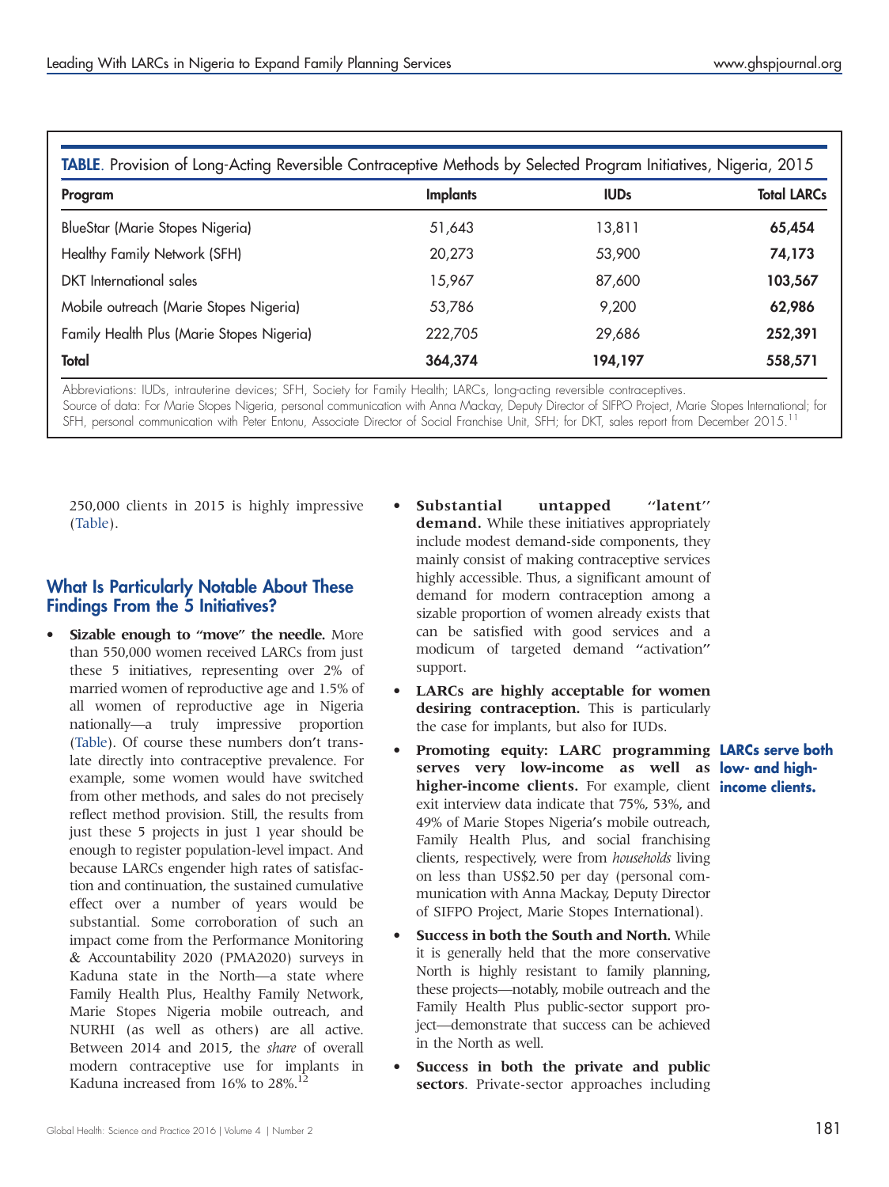**TABLE**. Provision of Long-Acting Reversible Contraceptive Methods by Selected Program Initiatives, Nigeria, 2015

| Program | Implants | IUDs | Total LARCs |
|---|---|---|---|
| BlueStar (Marie Stopes Nigeria) | 51,643 | 13,811 | **65,454** |
| Healthy Family Network (SFH) | 20,273 | 53,900 | **74,173** |
| DKT International sales | 15,967 | 87,600 | **103,567** |
| Mobile outreach (Marie Stopes Nigeria) | 53,786 | 9,200 | **62,986** |
| Family Health Plus (Marie Stopes Nigeria) | 222,705 | 29,686 | **252,391** |
| **Total** | **364,374** | **194,197** | **558,571** |

Abbreviations: IUDs, intrauterine devices; SFH, Society for Family Health; LARCs, long-acting reversible contraceptives.
Source of data: For Marie Stopes Nigeria, personal communication with Anna Mackay, Deputy Director of SIFPO Project, Marie Stopes International; for SFH, personal communication with Peter Entonu, Associate Director of Social Franchise Unit, SFH; for DKT, sales report from December 2015.[11]

250,000 clients in 2015 is highly impressive (Table).

## What Is Particularly Notable About These Findings From the 5 Initiatives?

- **Sizable enough to "move" the needle.** More than 550,000 women received LARCs from just these 5 initiatives, representing over 2% of married women of reproductive age and 1.5% of all women of reproductive age in Nigeria nationally—a truly impressive proportion (Table). Of course these numbers don't translate directly into contraceptive prevalence. For example, some women would have switched from other methods, and sales do not precisely reflect method provision. Still, the results from just these 5 projects in just 1 year should be enough to register population-level impact. And because LARCs engender high rates of satisfaction and continuation, the sustained cumulative effect over a number of years would be substantial. Some corroboration of such an impact come from the Performance Monitoring & Accountability 2020 (PMA2020) surveys in Kaduna state in the North—a state where Family Health Plus, Healthy Family Network, Marie Stopes Nigeria mobile outreach, and NURHI (as well as others) are all active. Between 2014 and 2015, the *share* of overall modern contraceptive use for implants in Kaduna increased from 16% to 28%.[12]
- **Substantial untapped "latent" demand.** While these initiatives appropriately include modest demand-side components, they mainly consist of making contraceptive services highly accessible. Thus, a significant amount of demand for modern contraception among a sizable proportion of women already exists that can be satisfied with good services and a modicum of targeted demand "activation" support.
- **LARCs are highly acceptable for women desiring contraception.** This is particularly the case for implants, but also for IUDs.
- **Promoting equity: LARC programming serves very low-income as well as higher-income clients.** For example, client exit interview data indicate that 75%, 53%, and 49% of Marie Stopes Nigeria's mobile outreach, Family Health Plus, and social franchising clients, respectively, were from *households* living on less than US$2.50 per day (personal communication with Anna Mackay, Deputy Director of SIFPO Project, Marie Stopes International).

**LARCs serve both low- and high-income clients.**

- **Success in both the South and North.** While it is generally held that the more conservative North is highly resistant to family planning, these projects—notably, mobile outreach and the Family Health Plus public-sector support project—demonstrate that success can be achieved in the North as well.
- **Success in both the private and public sectors**. Private-sector approaches including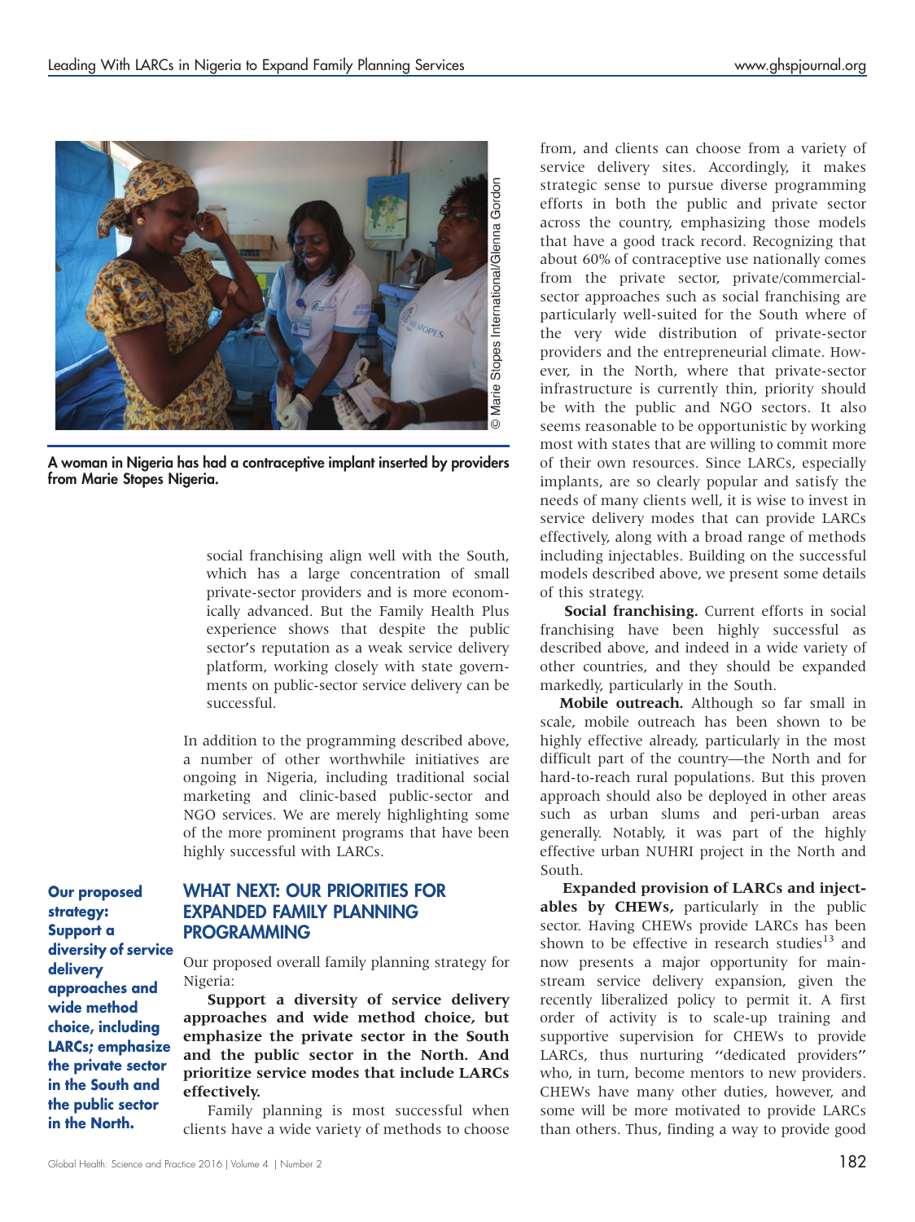A woman in Nigeria has had a contraceptive implant inserted by providers from Marie Stopes Nigeria.

social franchising align well with the South, which has a large concentration of small private-sector providers and is more economically advanced. But the Family Health Plus experience shows that despite the public sector's reputation as a weak service delivery platform, working closely with state governments on public-sector service delivery can be successful.

In addition to the programming described above, a number of other worthwhile initiatives are ongoing in Nigeria, including traditional social marketing and clinic-based public-sector and NGO services. We are merely highlighting some of the more prominent programs that have been highly successful with LARCs.

**Our proposed strategy: Support a diversity of service delivery approaches and wide method choice, including LARCs; emphasize the private sector in the South and the public sector in the North.**

## WHAT NEXT: OUR PRIORITIES FOR EXPANDED FAMILY PLANNING PROGRAMMING

Our proposed overall family planning strategy for Nigeria:

**Support a diversity of service delivery approaches and wide method choice, but emphasize the private sector in the South and the public sector in the North. And prioritize service modes that include LARCs effectively.**

Family planning is most successful when clients have a wide variety of methods to choose from, and clients can choose from a variety of service delivery sites. Accordingly, it makes strategic sense to pursue diverse programming efforts in both the public and private sector across the country, emphasizing those models that have a good track record. Recognizing that about 60% of contraceptive use nationally comes from the private sector, private/commercial-sector approaches such as social franchising are particularly well-suited for the South where of the very wide distribution of private-sector providers and the entrepreneurial climate. However, in the North, where that private-sector infrastructure is currently thin, priority should be with the public and NGO sectors. It also seems reasonable to be opportunistic by working most with states that are willing to commit more of their own resources. Since LARCs, especially implants, are so clearly popular and satisfy the needs of many clients well, it is wise to invest in service delivery modes that can provide LARCs effectively, along with a broad range of methods including injectables. Building on the successful models described above, we present some details of this strategy.

**Social franchising.** Current efforts in social franchising have been highly successful as described above, and indeed in a wide variety of other countries, and they should be expanded markedly, particularly in the South.

**Mobile outreach.** Although so far small in scale, mobile outreach has been shown to be highly effective already, particularly in the most difficult part of the country—the North and for hard-to-reach rural populations. But this proven approach should also be deployed in other areas such as urban slums and peri-urban areas generally. Notably, it was part of the highly effective urban NUHRI project in the North and South.

**Expanded provision of LARCs and injectables by CHEWs,** particularly in the public sector. Having CHEWs provide LARCs has been shown to be effective in research studies[13] and now presents a major opportunity for mainstream service delivery expansion, given the recently liberalized policy to permit it. A first order of activity is to scale-up training and supportive supervision for CHEWs to provide LARCs, thus nurturing "dedicated providers" who, in turn, become mentors to new providers. CHEWs have many other duties, however, and some will be more motivated to provide LARCs than others. Thus, finding a way to provide good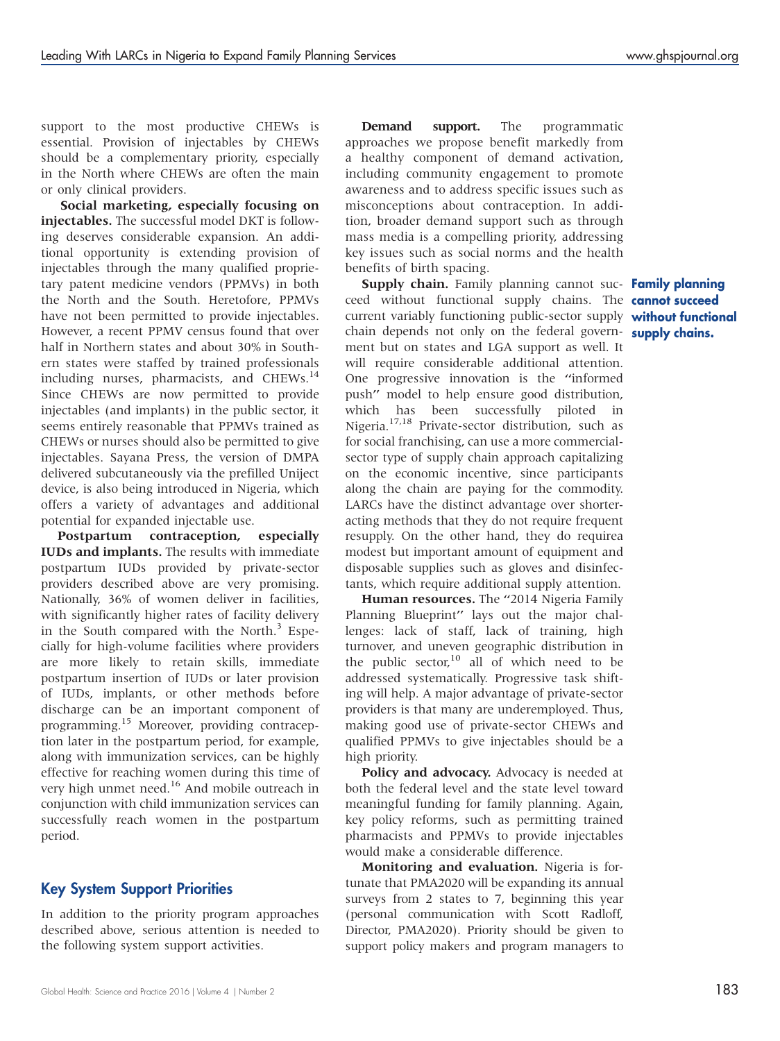support to the most productive CHEWs is essential. Provision of injectables by CHEWs should be a complementary priority, especially in the North where CHEWs are often the main or only clinical providers.

**Social marketing, especially focusing on injectables.** The successful model DKT is following deserves considerable expansion. An additional opportunity is extending provision of injectables through the many qualified proprietary patent medicine vendors (PPMVs) in both the North and the South. Heretofore, PPMVs have not been permitted to provide injectables. However, a recent PPMV census found that over half in Northern states and about 30% in Southern states were staffed by trained professionals including nurses, pharmacists, and CHEWs.[14] Since CHEWs are now permitted to provide injectables (and implants) in the public sector, it seems entirely reasonable that PPMVs trained as CHEWs or nurses should also be permitted to give injectables. Sayana Press, the version of DMPA delivered subcutaneously via the prefilled Uniject device, is also being introduced in Nigeria, which offers a variety of advantages and additional potential for expanded injectable use.

**Postpartum contraception, especially IUDs and implants.** The results with immediate postpartum IUDs provided by private-sector providers described above are very promising. Nationally, 36% of women deliver in facilities, with significantly higher rates of facility delivery in the South compared with the North.[3] Especially for high-volume facilities where providers are more likely to retain skills, immediate postpartum insertion of IUDs or later provision of IUDs, implants, or other methods before discharge can be an important component of programming.[15] Moreover, providing contraception later in the postpartum period, for example, along with immunization services, can be highly effective for reaching women during this time of very high unmet need.[16] And mobile outreach in conjunction with child immunization services can successfully reach women in the postpartum period.

## Key System Support Priorities

In addition to the priority program approaches described above, serious attention is needed to the following system support activities.

**Demand support.** The programmatic approaches we propose benefit markedly from a healthy component of demand activation, including community engagement to promote awareness and to address specific issues such as misconceptions about contraception. In addition, broader demand support such as through mass media is a compelling priority, addressing key issues such as social norms and the health benefits of birth spacing.

**Supply chain.** Family planning cannot succeed without functional supply chains. The current variably functioning public-sector supply chain depends not only on the federal government but on states and LGA support as well. It will require considerable additional attention. One progressive innovation is the "informed push" model to help ensure good distribution, which has been successfully piloted in Nigeria.[17,18] Private-sector distribution, such as for social franchising, can use a more commercial-sector type of supply chain approach capitalizing on the economic incentive, since participants along the chain are paying for the commodity. LARCs have the distinct advantage over shorter-acting methods that they do not require frequent resupply. On the other hand, they do requirea modest but important amount of equipment and disposable supplies such as gloves and disinfectants, which require additional supply attention.

**Family planning cannot succeed without functional supply chains.**

**Human resources.** The "2014 Nigeria Family Planning Blueprint" lays out the major challenges: lack of staff, lack of training, high turnover, and uneven geographic distribution in the public sector,[10] all of which need to be addressed systematically. Progressive task shifting will help. A major advantage of private-sector providers is that many are underemployed. Thus, making good use of private-sector CHEWs and qualified PPMVs to give injectables should be a high priority.

**Policy and advocacy.** Advocacy is needed at both the federal level and the state level toward meaningful funding for family planning. Again, key policy reforms, such as permitting trained pharmacists and PPMVs to provide injectables would make a considerable difference.

**Monitoring and evaluation.** Nigeria is fortunate that PMA2020 will be expanding its annual surveys from 2 states to 7, beginning this year (personal communication with Scott Radloff, Director, PMA2020). Priority should be given to support policy makers and program managers to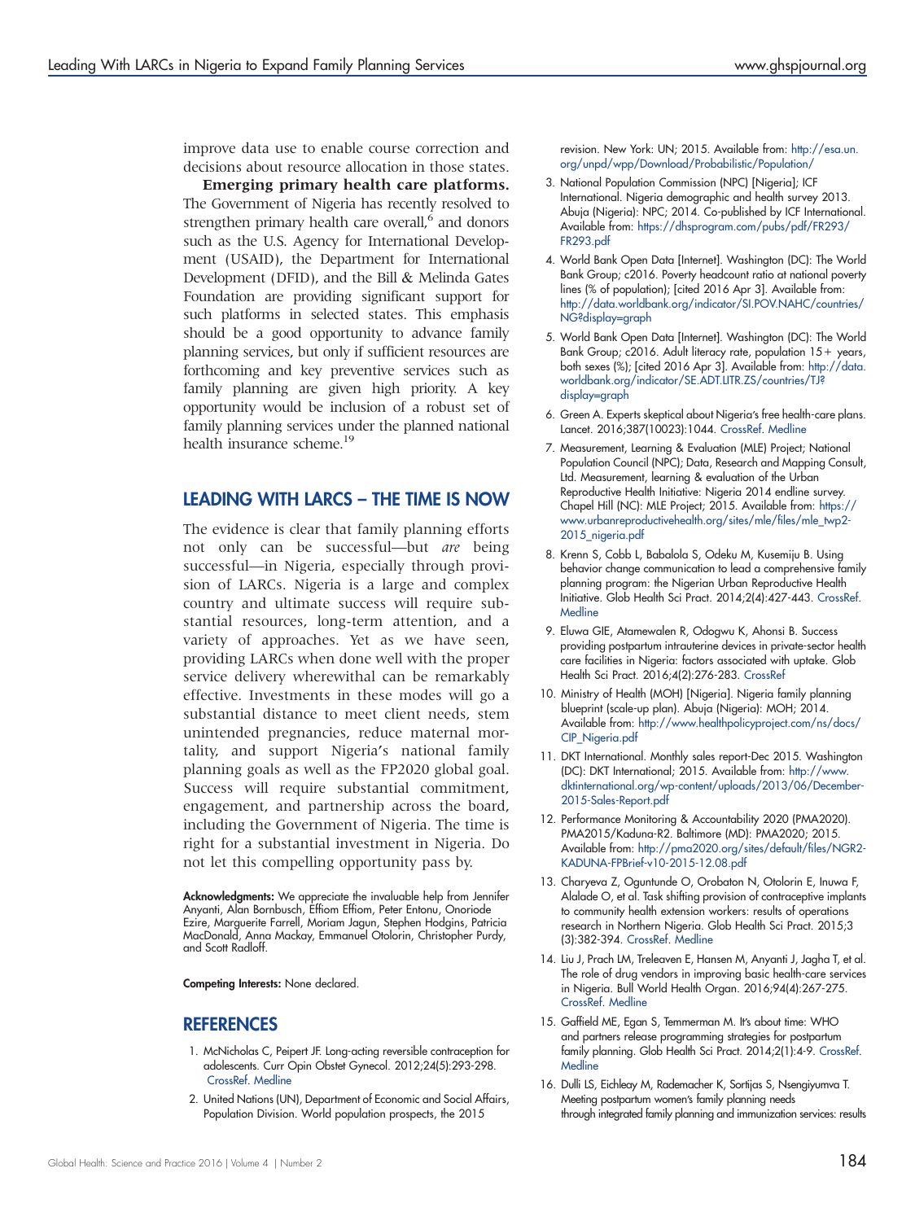improve data use to enable course correction and decisions about resource allocation in those states.

**Emerging primary health care platforms.** The Government of Nigeria has recently resolved to strengthen primary health care overall,[6] and donors such as the U.S. Agency for International Development (USAID), the Department for International Development (DFID), and the Bill & Melinda Gates Foundation are providing significant support for such platforms in selected states. This emphasis should be a good opportunity to advance family planning services, but only if sufficient resources are forthcoming and key preventive services such as family planning are given high priority. A key opportunity would be inclusion of a robust set of family planning services under the planned national health insurance scheme.[19]

## LEADING WITH LARCS – THE TIME IS NOW

The evidence is clear that family planning efforts not only can be successful—but *are* being successful—in Nigeria, especially through provision of LARCs. Nigeria is a large and complex country and ultimate success will require substantial resources, long-term attention, and a variety of approaches. Yet as we have seen, providing LARCs when done well with the proper service delivery wherewithal can be remarkably effective. Investments in these modes will go a substantial distance to meet client needs, stem unintended pregnancies, reduce maternal mortality, and support Nigeria's national family planning goals as well as the FP2020 global goal. Success will require substantial commitment, engagement, and partnership across the board, including the Government of Nigeria. The time is right for a substantial investment in Nigeria. Do not let this compelling opportunity pass by.

**Acknowledgments:** We appreciate the invaluable help from Jennifer Anyanti, Alan Bornbusch, Effiom Effiom, Peter Entonu, Onoriode Ezire, Marguerite Farrell, Moriam Jagun, Stephen Hodgins, Patricia MacDonald, Anna Mackay, Emmanuel Otolorin, Christopher Purdy, and Scott Radloff.

**Competing Interests:** None declared.

## REFERENCES

1. McNicholas C, Peipert JF. Long-acting reversible contraception for adolescents. Curr Opin Obstet Gynecol. 2012;24(5):293-298. CrossRef. Medline
2. United Nations (UN), Department of Economic and Social Affairs, Population Division. World population prospects, the 2015 revision. New York: UN; 2015. Available from: http://esa.un.org/unpd/wpp/Download/Probabilistic/Population/
3. National Population Commission (NPC) [Nigeria]; ICF International. Nigeria demographic and health survey 2013. Abuja (Nigeria): NPC; 2014. Co-published by ICF International. Available from: https://dhsprogram.com/pubs/pdf/FR293/FR293.pdf
4. World Bank Open Data [Internet]. Washington (DC): The World Bank Group; c2016. Poverty headcount ratio at national poverty lines (% of population); [cited 2016 Apr 3]. Available from: http://data.worldbank.org/indicator/SI.POV.NAHC/countries/NG?display=graph
5. World Bank Open Data [Internet]. Washington (DC): The World Bank Group; c2016. Adult literacy rate, population 15+ years, both sexes (%); [cited 2016 Apr 3]. Available from: http://data.worldbank.org/indicator/SE.ADT.LITR.ZS/countries/TJ?display=graph
6. Green A. Experts skeptical about Nigeria's free health-care plans. Lancet. 2016;387(10023):1044. CrossRef. Medline
7. Measurement, Learning & Evaluation (MLE) Project; National Population Council (NPC); Data, Research and Mapping Consult, Ltd. Measurement, learning & evaluation of the Urban Reproductive Health Initiative: Nigeria 2014 endline survey. Chapel Hill (NC): MLE Project; 2015. Available from: https://www.urbanreproductivehealth.org/sites/mle/files/mle_twp2-2015_nigeria.pdf
8. Krenn S, Cobb L, Babalola S, Odeku M, Kusemiju B. Using behavior change communication to lead a comprehensive family planning program: the Nigerian Urban Reproductive Health Initiative. Glob Health Sci Pract. 2014;2(4):427-443. CrossRef. Medline
9. Eluwa GIE, Atamewalen R, Odogwu K, Ahonsi B. Success providing postpartum intrauterine devices in private-sector health care facilities in Nigeria: factors associated with uptake. Glob Health Sci Pract. 2016;4(2):276-283. CrossRef
10. Ministry of Health (MOH) [Nigeria]. Nigeria family planning blueprint (scale-up plan). Abuja (Nigeria): MOH; 2014. Available from: http://www.healthpolicyproject.com/ns/docs/CIP_Nigeria.pdf
11. DKT International. Monthly sales report-Dec 2015. Washington (DC): DKT International; 2015. Available from: http://www.dktinternational.org/wp-content/uploads/2013/06/December-2015-Sales-Report.pdf
12. Performance Monitoring & Accountability 2020 (PMA2020). PMA2015/Kaduna-R2. Baltimore (MD): PMA2020; 2015. Available from: http://pma2020.org/sites/default/files/NGR2-KADUNA-FPBrief-v10-2015-12.08.pdf
13. Charyeva Z, Oguntunde O, Orobaton N, Otolorin E, Inuwa F, Alalade O, et al. Task shifting provision of contraceptive implants to community health extension workers: results of operations research in Northern Nigeria. Glob Health Sci Pract. 2015;3(3):382-394. CrossRef. Medline
14. Liu J, Prach LM, Treleaven E, Hansen M, Anyanti J, Jagha T, et al. The role of drug vendors in improving basic health-care services in Nigeria. Bull World Health Organ. 2016;94(4):267-275. CrossRef. Medline
15. Gaffield ME, Egan S, Temmerman M. It's about time: WHO and partners release programming strategies for postpartum family planning. Glob Health Sci Pract. 2014;2(1):4-9. CrossRef. Medline
16. Dulli LS, Eichleay M, Rademacher K, Sortijas S, Nsengiyumva T. Meeting postpartum women's family planning needs through integrated family planning and immunization services: results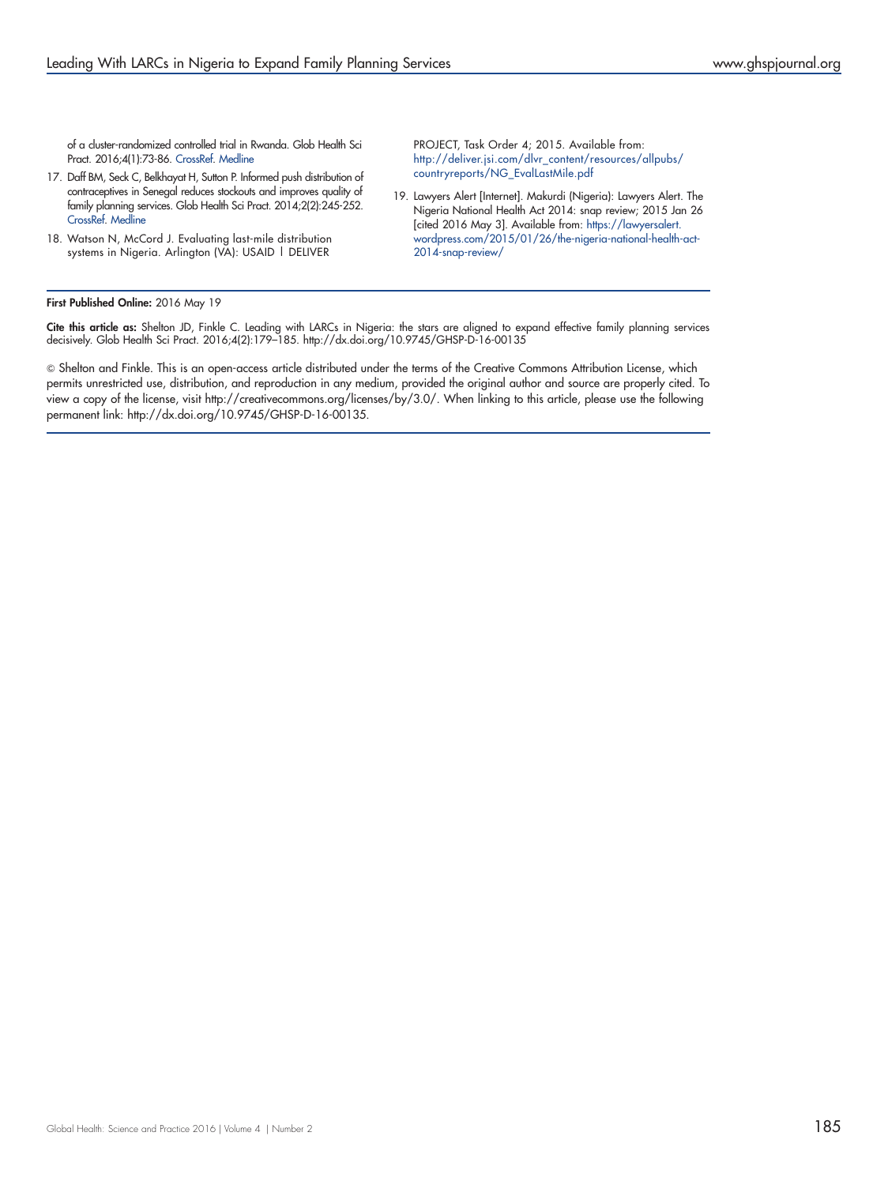of a cluster-randomized controlled trial in Rwanda. Glob Health Sci Pract. 2016;4(1):73-86. CrossRef. Medline

17. Daff BM, Seck C, Belkhayat H, Sutton P. Informed push distribution of contraceptives in Senegal reduces stockouts and improves quality of family planning services. Glob Health Sci Pract. 2014;2(2):245-252. CrossRef. Medline

18. Watson N, McCord J. Evaluating last-mile distribution systems in Nigeria. Arlington (VA): USAID | DELIVER PROJECT, Task Order 4; 2015. Available from: http://deliver.jsi.com/dlvr_content/resources/allpubs/countryreports/NG_EvalLastMile.pdf

19. Lawyers Alert [Internet]. Makurdi (Nigeria): Lawyers Alert. The Nigeria National Health Act 2014: snap review; 2015 Jan 26 [cited 2016 May 3]. Available from: https://lawyersalert.wordpress.com/2015/01/26/the-nigeria-national-health-act-2014-snap-review/

---

**First Published Online:** 2016 May 19

**Cite this article as:** Shelton JD, Finkle C. Leading with LARCs in Nigeria: the stars are aligned to expand effective family planning services decisively. Glob Health Sci Pract. 2016;4(2):179–185. http://dx.doi.org/10.9745/GHSP-D-16-00135

© Shelton and Finkle. This is an open-access article distributed under the terms of the Creative Commons Attribution License, which permits unrestricted use, distribution, and reproduction in any medium, provided the original author and source are properly cited. To view a copy of the license, visit http://creativecommons.org/licenses/by/3.0/. When linking to this article, please use the following permanent link: http://dx.doi.org/10.9745/GHSP-D-16-00135.